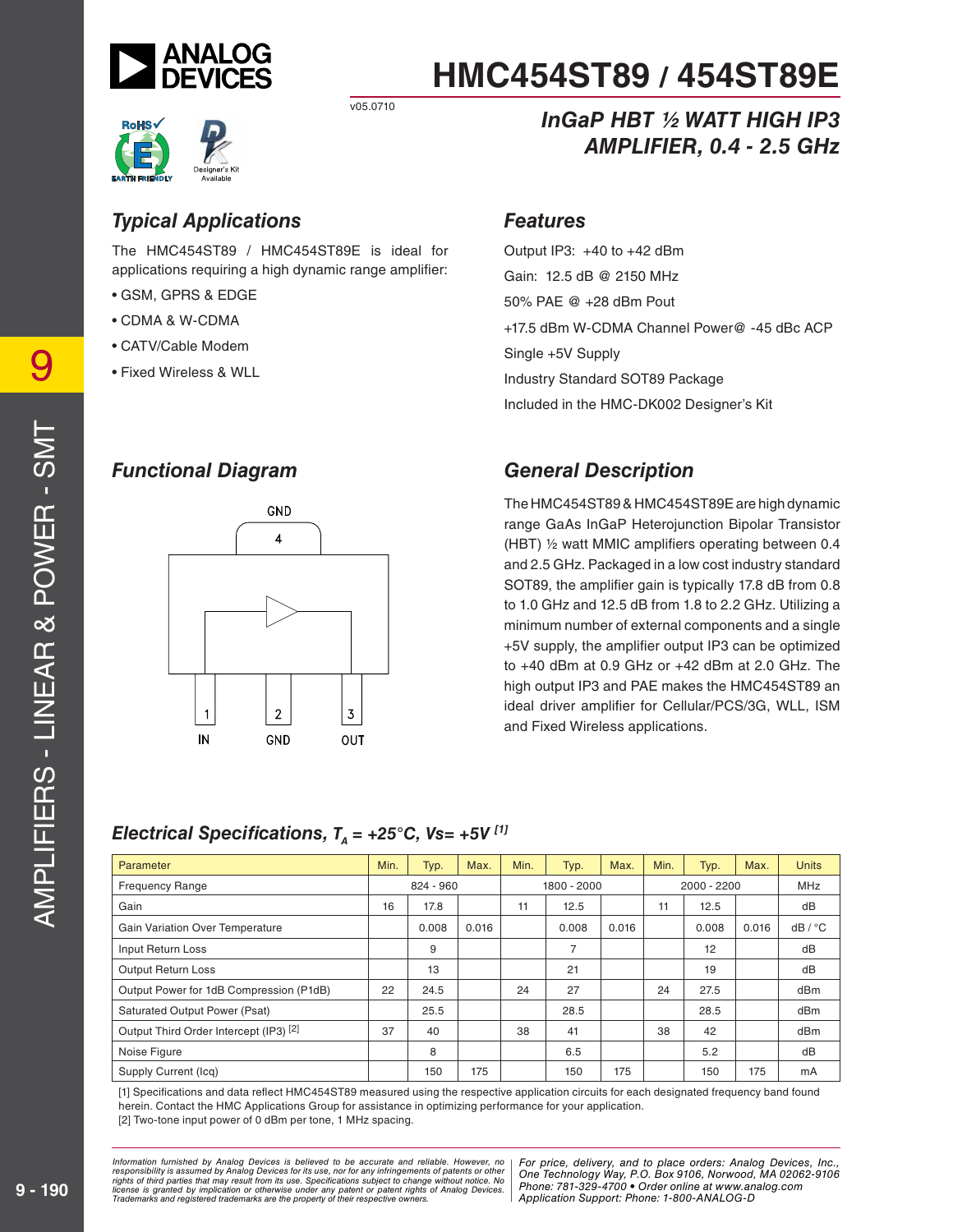# HMC454ST89 / 454ST89E

v05.0710

## InGaP HBT ½ WATT HIGH IP3 AMPLIFIER, 0.4 - 2.5 GHz

## Typical Applications

The HMC454ST89 / HMC454ST89E is ideal for applications requiring a high dynamic range amplifier:

- GSM, GPRS & EDGE
- CDMA & W-CDMA
- CATV/Cable Modem
- Fixed Wireless & WLL

## Features

Output IP3: +40 to +42 dBm

Gain: 12.5 dB @ 2150 MHz

50% PAE @ +28 dBm Pout

+17.5 dBm W-CDMA Channel Power@ -45 dBc ACP

Single +5V Supply

Industry Standard SOT89 Package

Included in the HMC-DK002 Designer's Kit

## Functional Diagram

GND 4

1 IN, 2 GND, 3 OUT

## General Description

The HMC454ST89 & HMC454ST89E are high dynamic range GaAs InGaP Heterojunction Bipolar Transistor (HBT) ½ watt MMIC amplifiers operating between 0.4 and 2.5 GHz. Packaged in a low cost industry standard SOT89, the amplifier gain is typically 17.8 dB from 0.8 to 1.0 GHz and 12.5 dB from 1.8 to 2.2 GHz. Utilizing a minimum number of external components and a single +5V supply, the amplifier output IP3 can be optimized to +40 dBm at 0.9 GHz or +42 dBm at 2.0 GHz. The high output IP3 and PAE makes the HMC454ST89 an ideal driver amplifier for Cellular/PCS/3G, WLL, ISM and Fixed Wireless applications.

## Electrical Specifications, $T_A = +25°C$, Vs= +5V [1]

| Parameter | Min. | Typ. | Max. | Min. | Typ. | Max. | Min. | Typ. | Max. | Units |
|---|---|---|---|---|---|---|---|---|---|---|
| Frequency Range | | 824 - 960 | | | 1800 - 2000 | | | 2000 - 2200 | | MHz |
| Gain | 16 | 17.8 | | 11 | 12.5 | | 11 | 12.5 | | dB |
| Gain Variation Over Temperature | | 0.008 | 0.016 | | 0.008 | 0.016 | | 0.008 | 0.016 | dB / °C |
| Input Return Loss | | 9 | | | 7 | | | 12 | | dB |
| Output Return Loss | | 13 | | | 21 | | | 19 | | dB |
| Output Power for 1dB Compression (P1dB) | 22 | 24.5 | | 24 | 27 | | 24 | 27.5 | | dBm |
| Saturated Output Power (Psat) | | 25.5 | | | 28.5 | | | 28.5 | | dBm |
| Output Third Order Intercept (IP3) [2] | 37 | 40 | | 38 | 41 | | 38 | 42 | | dBm |
| Noise Figure | | 8 | | | 6.5 | | | 5.2 | | dB |
| Supply Current (Icq) | | 150 | 175 | | 150 | 175 | | 150 | 175 | mA |

[1] Specifications and data reflect HMC454ST89 measured using the respective application circuits for each designated frequency band found herein. Contact the HMC Applications Group for assistance in optimizing performance for your application.

[2] Two-tone input power of 0 dBm per tone, 1 MHz spacing.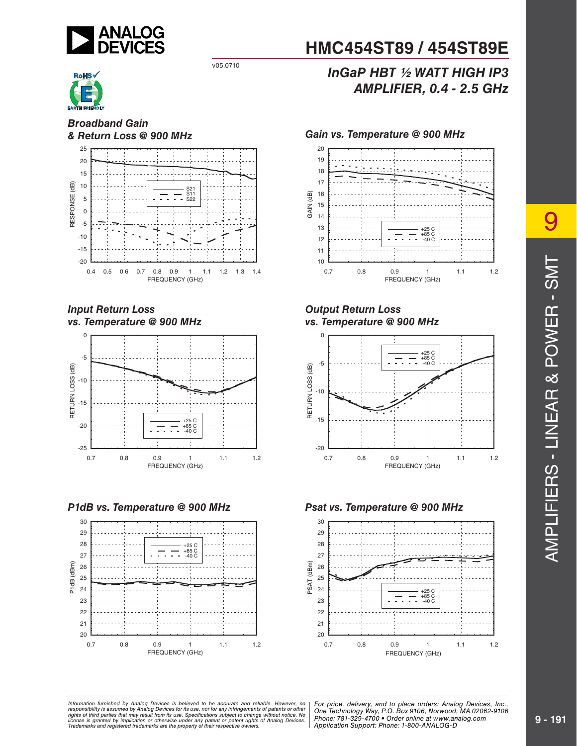# HMC454ST89 / 454ST89E

v05.0710

## InGaP HBT ½ WATT HIGH IP3 AMPLIFIER, 0.4 - 2.5 GHz

### Broadband Gain & Return Loss @ 900 MHz

### Gain vs. Temperature @ 900 MHz

### Input Return Loss vs. Temperature @ 900 MHz

### Output Return Loss vs. Temperature @ 900 MHz

### P1dB vs. Temperature @ 900 MHz

### Psat vs. Temperature @ 900 MHz

*Information furnished by Analog Devices is believed to be accurate and reliable. However, no responsibility is assumed by Analog Devices for its use, nor for any infringements of patents or other rights of third parties that may result from its use. Specifications subject to change without notice. No license is granted by implication or otherwise under any patent or patent rights of Analog Devices. Trademarks and registered trademarks are the property of their respective owners.*

*For price, delivery, and to place orders: Analog Devices, Inc., One Technology Way, P.O. Box 9106, Norwood, MA 02062-9106 Phone: 781-329-4700 • Order online at www.analog.com Application Support: Phone: 1-800-ANALOG-D*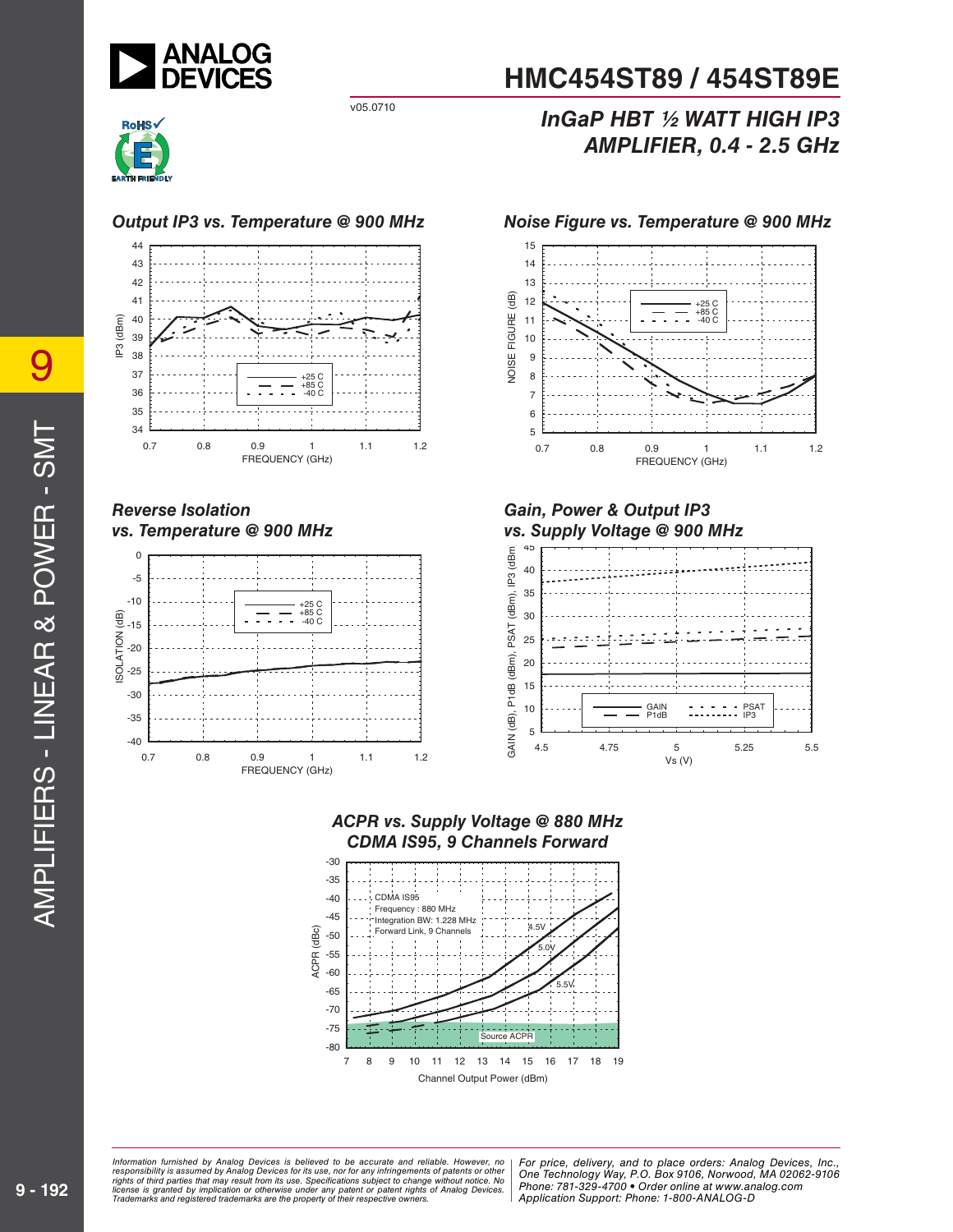# HMC454ST89 / 454ST89E

v05.0710

## InGaP HBT ½ WATT HIGH IP3 AMPLIFIER, 0.4 - 2.5 GHz

### Output IP3 vs. Temperature @ 900 MHz

### Noise Figure vs. Temperature @ 900 MHz

### Reverse Isolation vs. Temperature @ 900 MHz

### Gain, Power & Output IP3 vs. Supply Voltage @ 900 MHz

### ACPR vs. Supply Voltage @ 880 MHz CDMA IS95, 9 Channels Forward

*Information furnished by Analog Devices is believed to be accurate and reliable. However, no responsibility is assumed by Analog Devices for its use, nor for any infringements of patents or other rights of third parties that may result from its use. Specifications subject to change without notice. No license is granted by implication or otherwise under any patent or patent rights of Analog Devices. Trademarks and registered trademarks are the property of their respective owners.*

*For price, delivery, and to place orders: Analog Devices, Inc., One Technology Way, P.O. Box 9106, Norwood, MA 02062-9106 Phone: 781-329-4700 • Order online at www.analog.com Application Support: Phone: 1-800-ANALOG-D*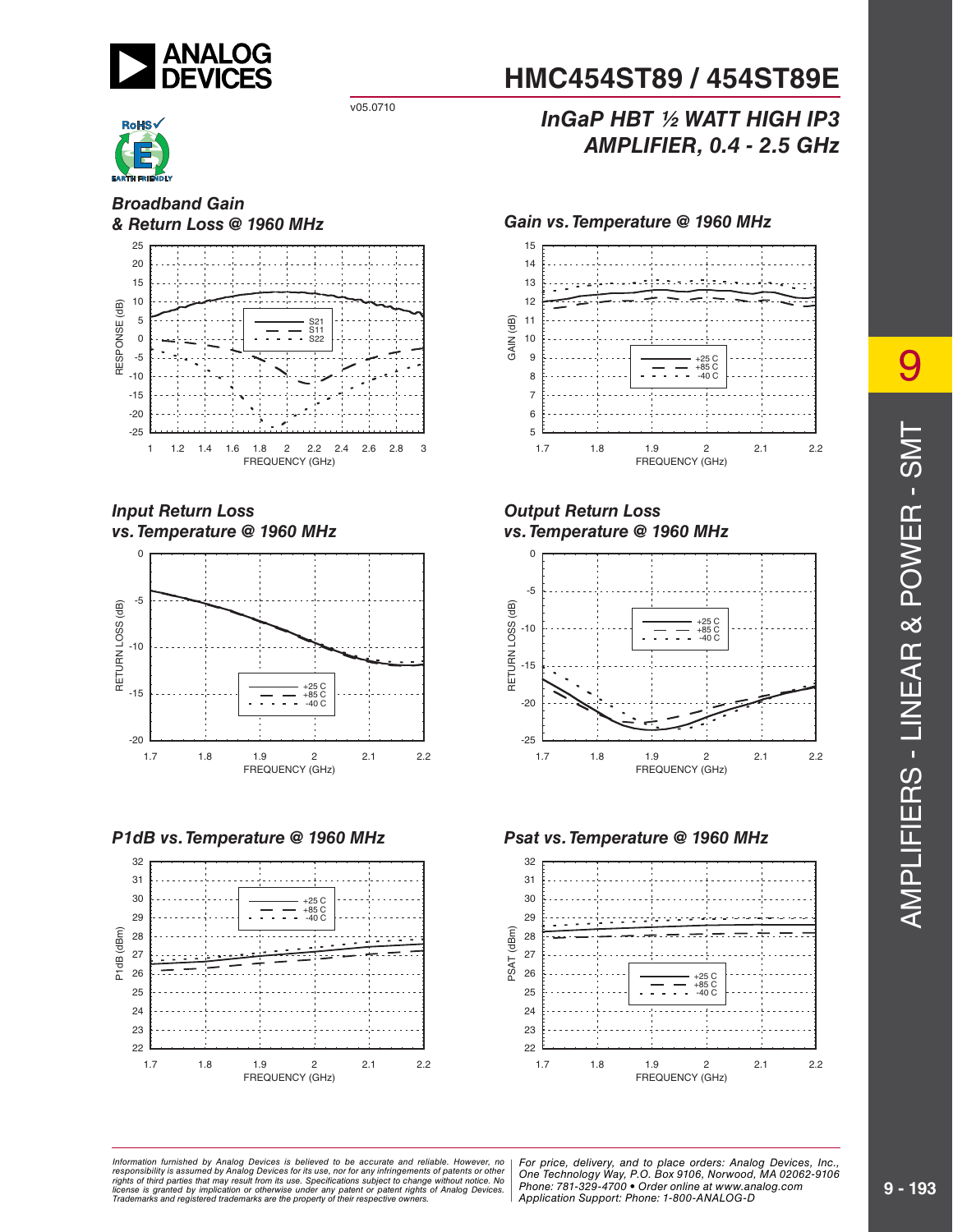# HMC454ST89 / 454ST89E

v05.0710

## InGaP HBT ½ WATT HIGH IP3 AMPLIFIER, 0.4 - 2.5 GHz

### Broadband Gain & Return Loss @ 1960 MHz

RESPONSE (dB) vs. FREQUENCY (GHz) — S21, S11, S22

### Gain vs. Temperature @ 1960 MHz

GAIN (dB) vs. FREQUENCY (GHz) — +25 C, +85 C, -40 C

### Input Return Loss vs. Temperature @ 1960 MHz

RETURN LOSS (dB) vs. FREQUENCY (GHz) — +25 C, +85 C, -40 C

### Output Return Loss vs. Temperature @ 1960 MHz

RETURN LOSS (dB) vs. FREQUENCY (GHz) — +25 C, +85 C, -40 C

### P1dB vs. Temperature @ 1960 MHz

P1dB (dBm) vs. FREQUENCY (GHz) — +25 C, +85 C, -40 C

### Psat vs. Temperature @ 1960 MHz

PSAT (dBm) vs. FREQUENCY (GHz) — +25 C, +85 C, -40 C

*Information furnished by Analog Devices is believed to be accurate and reliable. However, no responsibility is assumed by Analog Devices for its use, nor for any infringements of patents or other rights of third parties that may result from its use. Specifications subject to change without notice. No license is granted by implication or otherwise under any patent or patent rights of Analog Devices. Trademarks and registered trademarks are the property of their respective owners.*

*For price, delivery, and to place orders: Analog Devices, Inc., One Technology Way, P.O. Box 9106, Norwood, MA 02062-9106 Phone: 781-329-4700 • Order online at www.analog.com Application Support: Phone: 1-800-ANALOG-D*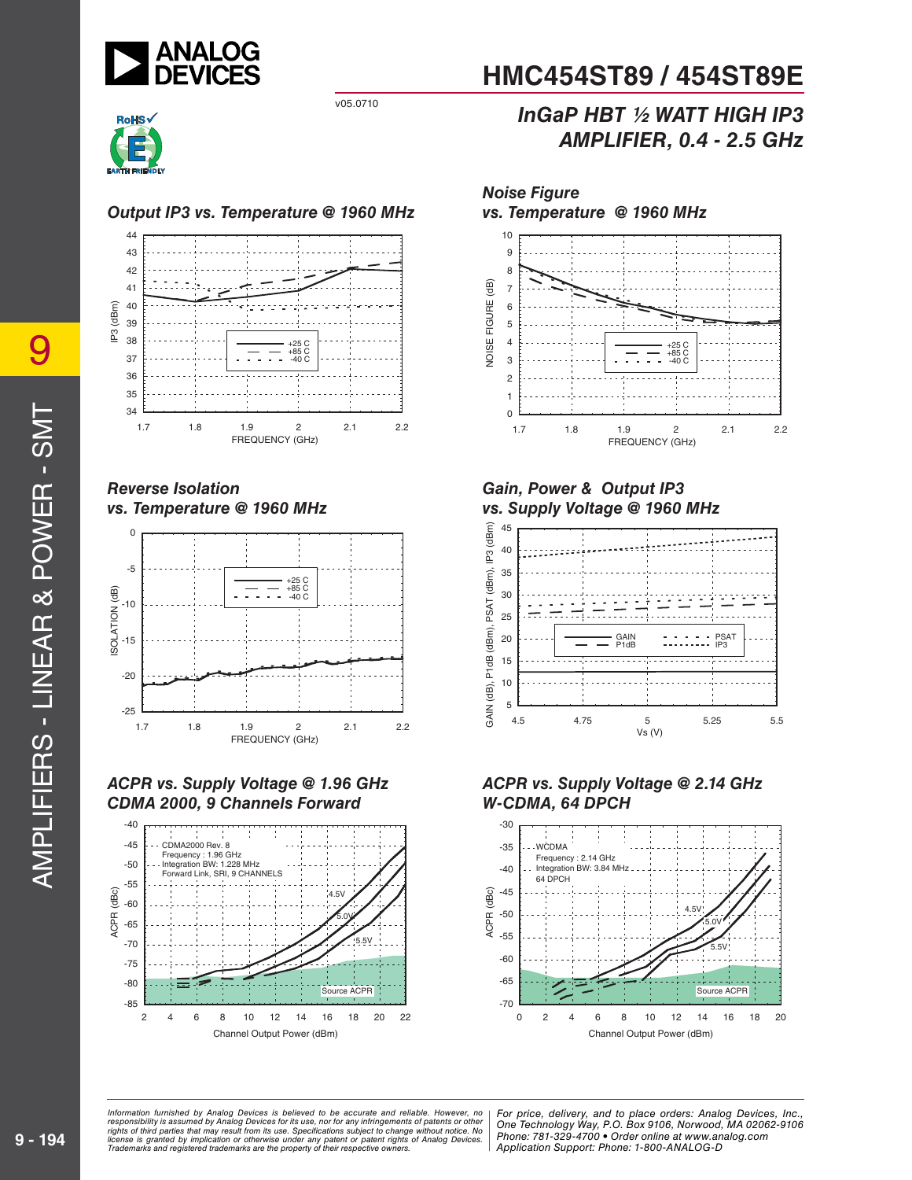# HMC454ST89 / 454ST89E

v05.0710

## InGaP HBT ½ WATT HIGH IP3 AMPLIFIER, 0.4 - 2.5 GHz

### Output IP3 vs. Temperature @ 1960 MHz

### Noise Figure vs. Temperature @ 1960 MHz

### Reverse Isolation vs. Temperature @ 1960 MHz

### Gain, Power & Output IP3 vs. Supply Voltage @ 1960 MHz

### ACPR vs. Supply Voltage @ 1.96 GHz CDMA 2000, 9 Channels Forward

### ACPR vs. Supply Voltage @ 2.14 GHz W-CDMA, 64 DPCH

*Information furnished by Analog Devices is believed to be accurate and reliable. However, no responsibility is assumed by Analog Devices for its use, nor for any infringements of patents or other rights of third parties that may result from its use. Specifications subject to change without notice. No license is granted by implication or otherwise under any patent or patent rights of Analog Devices. Trademarks and registered trademarks are the property of their respective owners.*

*For price, delivery, and to place orders: Analog Devices, Inc., One Technology Way, P.O. Box 9106, Norwood, MA 02062-9106 Phone: 781-329-4700 • Order online at www.analog.com Application Support: Phone: 1-800-ANALOG-D*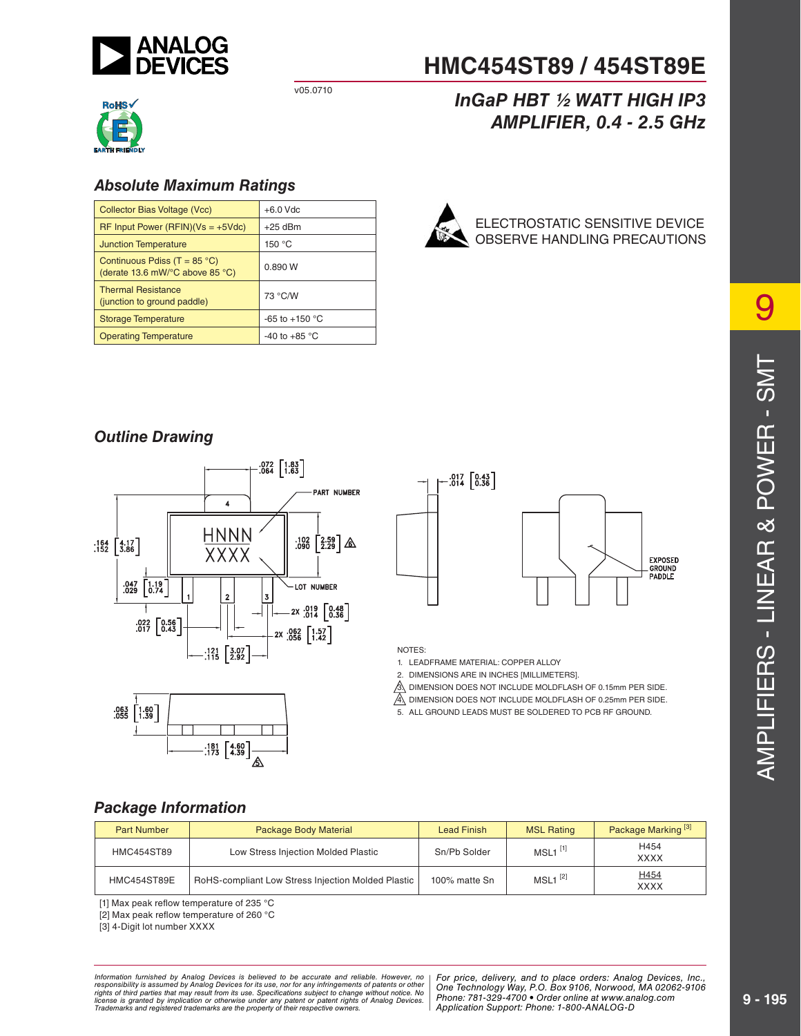# HMC454ST89 / 454ST89E

v05.0710

## InGaP HBT ½ WATT HIGH IP3 AMPLIFIER, 0.4 - 2.5 GHz

### Absolute Maximum Ratings

| | |
|---|---|
| Collector Bias Voltage (Vcc) | +6.0 Vdc |
| RF Input Power (RFIN)(Vs = +5Vdc) | +25 dBm |
| Junction Temperature | 150 °C |
| Continuous Pdiss (T = 85 °C) (derate 13.6 mW/°C above 85 °C) | 0.890 W |
| Thermal Resistance (junction to ground paddle) | 73 °C/W |
| Storage Temperature | -65 to +150 °C |
| Operating Temperature | -40 to +85 °C |

ELECTROSTATIC SENSITIVE DEVICE
OBSERVE HANDLING PRECAUTIONS

### Outline Drawing

NOTES:

1. LEADFRAME MATERIAL: COPPER ALLOY
2. DIMENSIONS ARE IN INCHES [MILLIMETERS].
3. DIMENSION DOES NOT INCLUDE MOLDFLASH OF 0.15mm PER SIDE.
4. DIMENSION DOES NOT INCLUDE MOLDFLASH OF 0.25mm PER SIDE.
5. ALL GROUND LEADS MUST BE SOLDERED TO PCB RF GROUND.

### Package Information

| Part Number | Package Body Material | Lead Finish | MSL Rating | Package Marking [3] |
|---|---|---|---|---|
| HMC454ST89 | Low Stress Injection Molded Plastic | Sn/Pb Solder | MSL1 [1] | H454 XXXX |
| HMC454ST89E | RoHS-compliant Low Stress Injection Molded Plastic | 100% matte Sn | MSL1 [2] | H454 XXXX |

[1] Max peak reflow temperature of 235 °C
[2] Max peak reflow temperature of 260 °C
[3] 4-Digit lot number XXXX

*Information furnished by Analog Devices is believed to be accurate and reliable. However, no responsibility is assumed by Analog Devices for its use, nor for any infringements of patents or other rights of third parties that may result from its use. Specifications subject to change without notice. No license is granted by implication or otherwise under any patent or patent rights of Analog Devices. Trademarks and registered trademarks are the property of their respective owners.*

*For price, delivery, and to place orders: Analog Devices, Inc., One Technology Way, P.O. Box 9106, Norwood, MA 02062-9106 Phone: 781-329-4700 • Order online at www.analog.com Application Support: Phone: 1-800-ANALOG-D*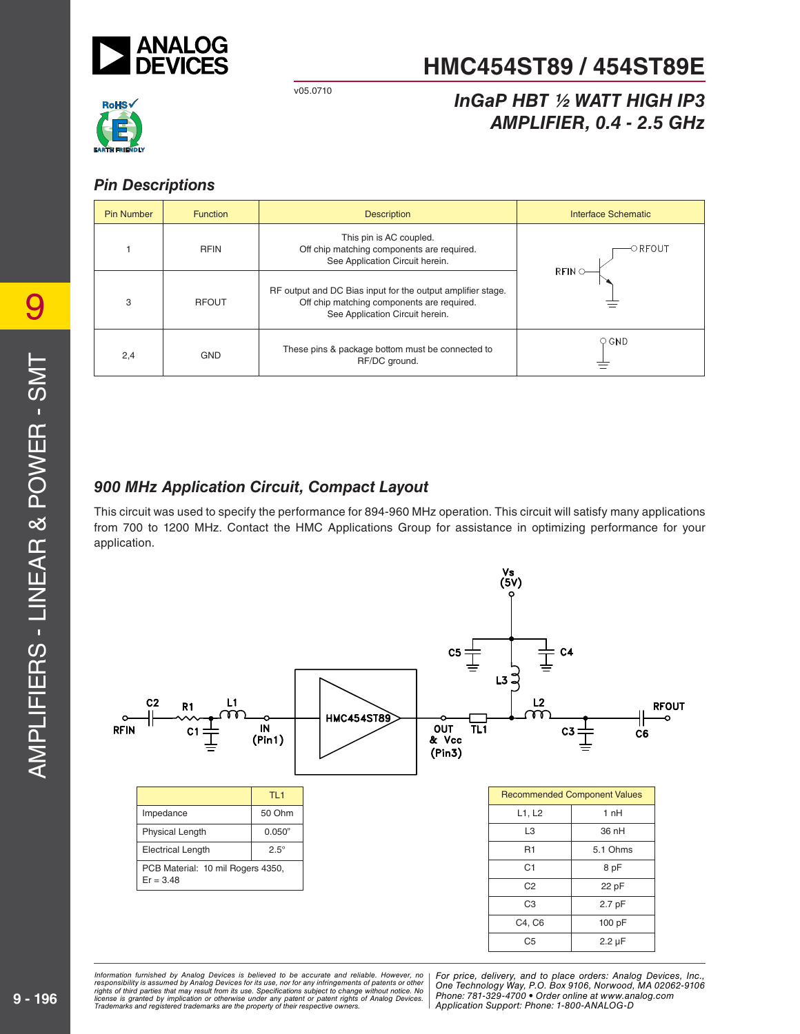## Pin Descriptions

| Pin Number | Function | Description | Interface Schematic |
|---|---|---|---|
| 1 | RFIN | This pin is AC coupled. Off chip matching components are required. See Application Circuit herein. | |
| 3 | RFOUT | RF output and DC Bias input for the output amplifier stage. Off chip matching components are required. See Application Circuit herein. | |
| 2,4 | GND | These pins & package bottom must be connected to RF/DC ground. | |

## 900 MHz Application Circuit, Compact Layout

This circuit was used to specify the performance for 894-960 MHz operation. This circuit will satisfy many applications from 700 to 1200 MHz. Contact the HMC Applications Group for assistance in optimizing performance for your application.

| | TL1 |
|---|---|
| Impedance | 50 Ohm |
| Physical Length | 0.050" |
| Electrical Length | 2.5° |
| PCB Material: 10 mil Rogers 4350, Er = 3.48 | |

| Recommended Component Values | |
|---|---|
| L1, L2 | 1 nH |
| L3 | 36 nH |
| R1 | 5.1 Ohms |
| C1 | 8 pF |
| C2 | 22 pF |
| C3 | 2.7 pF |
| C4, C6 | 100 pF |
| C5 | 2.2 µF |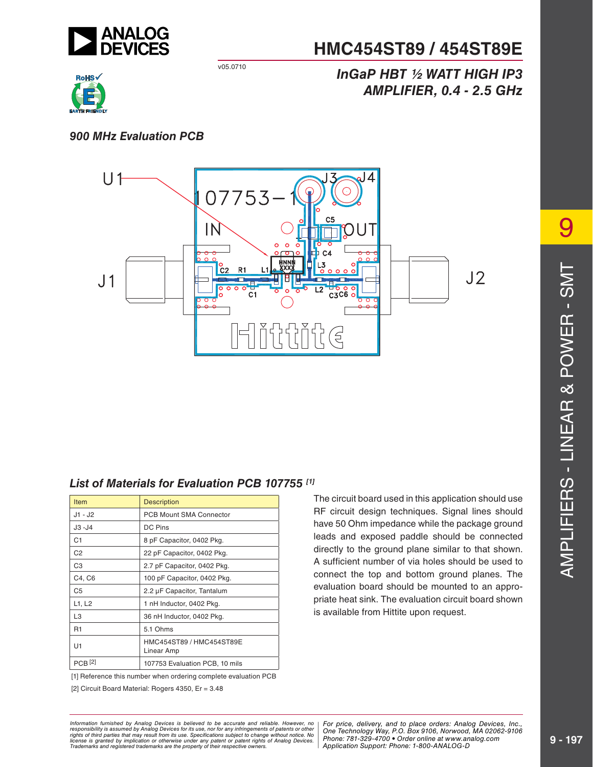# HMC454ST89 / 454ST89E

v05.0710

## InGaP HBT ½ WATT HIGH IP3 AMPLIFIER, 0.4 - 2.5 GHz

### 900 MHz Evaluation PCB

### List of Materials for Evaluation PCB 107755 [1]

| Item | Description |
|---|---|
| J1 - J2 | PCB Mount SMA Connector |
| J3 -J4 | DC Pins |
| C1 | 8 pF Capacitor, 0402 Pkg. |
| C2 | 22 pF Capacitor, 0402 Pkg. |
| C3 | 2.7 pF Capacitor, 0402 Pkg. |
| C4, C6 | 100 pF Capacitor, 0402 Pkg. |
| C5 | 2.2 µF Capacitor, Tantalum |
| L1, L2 | 1 nH Inductor, 0402 Pkg. |
| L3 | 36 nH Inductor, 0402 Pkg. |
| R1 | 5.1 Ohms |
| U1 | HMC454ST89 / HMC454ST89E Linear Amp |
| PCB [2] | 107753 Evaluation PCB, 10 mils |

[1] Reference this number when ordering complete evaluation PCB

[2] Circuit Board Material: Rogers 4350, Er = 3.48

The circuit board used in this application should use RF circuit design techniques. Signal lines should have 50 Ohm impedance while the package ground leads and exposed paddle should be connected directly to the ground plane similar to that shown. A sufficient number of via holes should be used to connect the top and bottom ground planes. The evaluation board should be mounted to an appropriate heat sink. The evaluation circuit board shown is available from Hittite upon request.

*Information furnished by Analog Devices is believed to be accurate and reliable. However, no responsibility is assumed by Analog Devices for its use, nor for any infringements of patents or other rights of third parties that may result from its use. Specifications subject to change without notice. No license is granted by implication or otherwise under any patent or patent rights of Analog Devices. Trademarks and registered trademarks are the property of their respective owners.*

*For price, delivery, and to place orders: Analog Devices, Inc., One Technology Way, P.O. Box 9106, Norwood, MA 02062-9106 Phone: 781-329-4700 • Order online at www.analog.com Application Support: Phone: 1-800-ANALOG-D*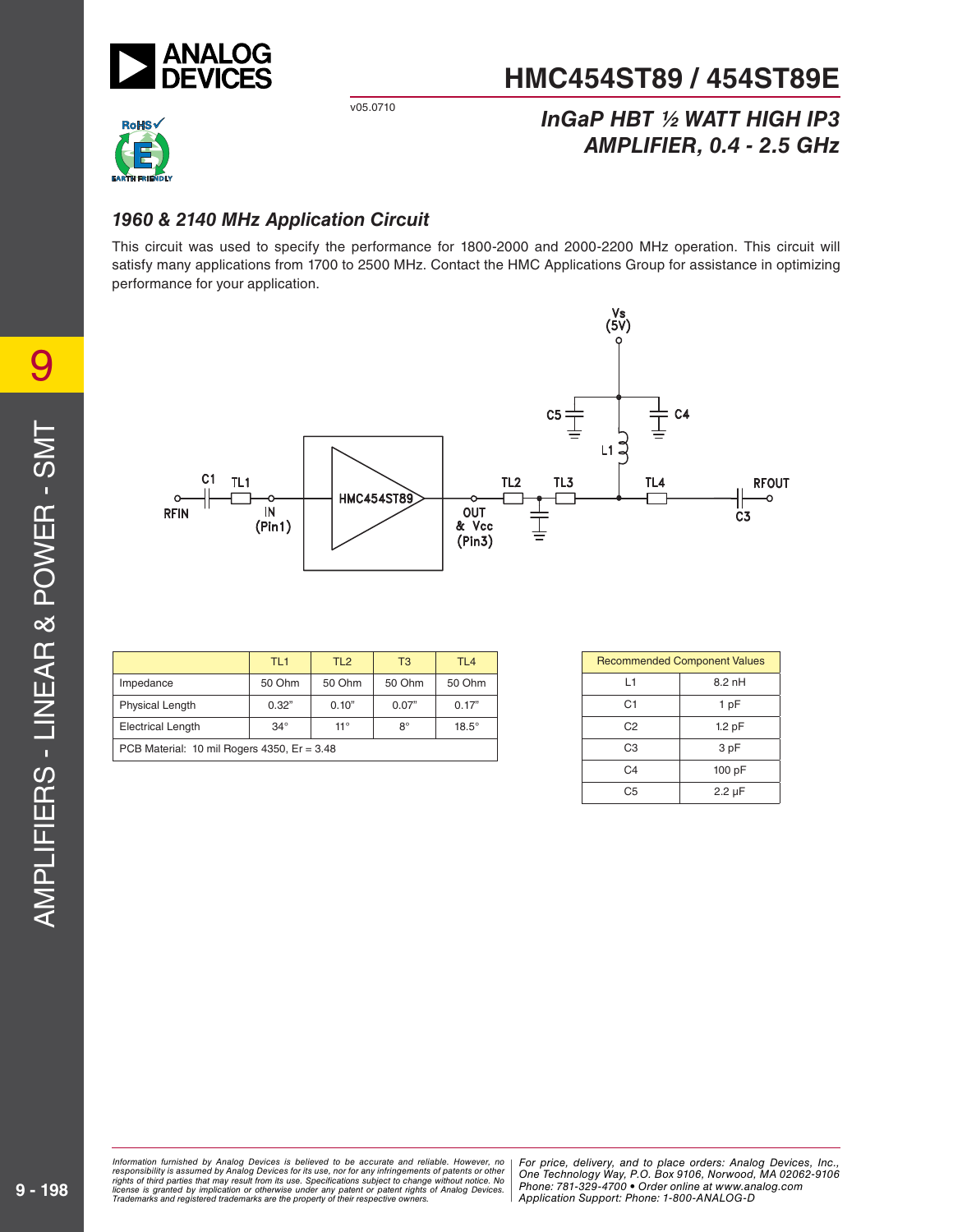## 1960 & 2140 MHz Application Circuit

This circuit was used to specify the performance for 1800-2000 and 2000-2200 MHz operation. This circuit will satisfy many applications from 1700 to 2500 MHz. Contact the HMC Applications Group for assistance in optimizing performance for your application.

| | TL1 | TL2 | T3 | TL4 |
|---|---|---|---|---|
| Impedance | 50 Ohm | 50 Ohm | 50 Ohm | 50 Ohm |
| Physical Length | 0.32" | 0.10" | 0.07" | 0.17" |
| Electrical Length | 34° | 11° | 8° | 18.5° |
| PCB Material: 10 mil Rogers 4350, Er = 3.48 | | | | |

| Recommended Component Values | |
|---|---|
| L1 | 8.2 nH |
| C1 | 1 pF |
| C2 | 1.2 pF |
| C3 | 3 pF |
| C4 | 100 pF |
| C5 | 2.2 µF |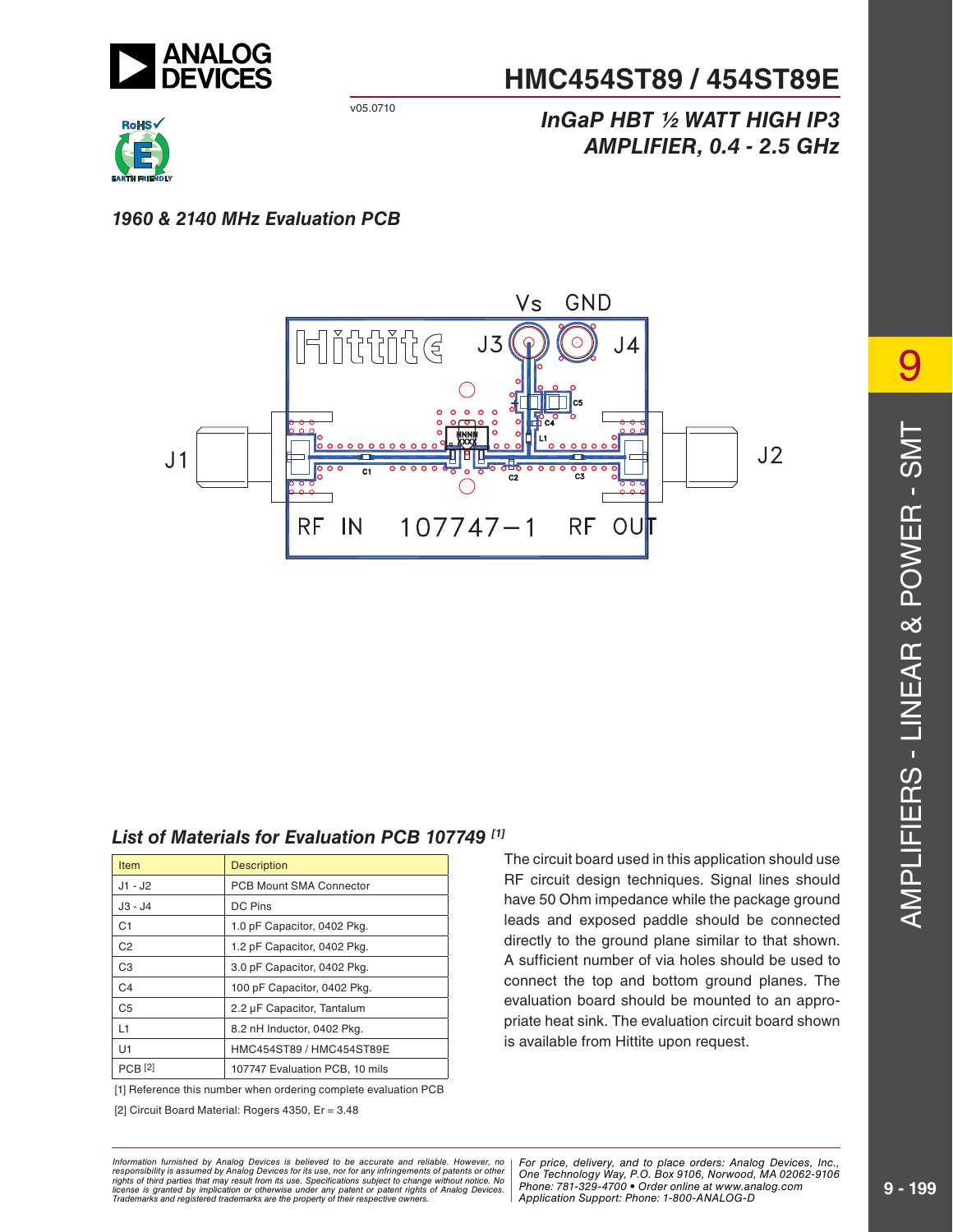## 1960 & 2140 MHz Evaluation PCB

### List of Materials for Evaluation PCB 107749 [1]

| Item | Description |
|---|---|
| J1 - J2 | PCB Mount SMA Connector |
| J3 - J4 | DC Pins |
| C1 | 1.0 pF Capacitor, 0402 Pkg. |
| C2 | 1.2 pF Capacitor, 0402 Pkg. |
| C3 | 3.0 pF Capacitor, 0402 Pkg. |
| C4 | 100 pF Capacitor, 0402 Pkg. |
| C5 | 2.2 µF Capacitor, Tantalum |
| L1 | 8.2 nH Inductor, 0402 Pkg. |
| U1 | HMC454ST89 / HMC454ST89E |
| PCB [2] | 107747 Evaluation PCB, 10 mils |

[1] Reference this number when ordering complete evaluation PCB

[2] Circuit Board Material: Rogers 4350, Er = 3.48

The circuit board used in this application should use RF circuit design techniques. Signal lines should have 50 Ohm impedance while the package ground leads and exposed paddle should be connected directly to the ground plane similar to that shown. A sufficient number of via holes should be used to connect the top and bottom ground planes. The evaluation board should be mounted to an appropriate heat sink. The evaluation circuit board shown is available from Hittite upon request.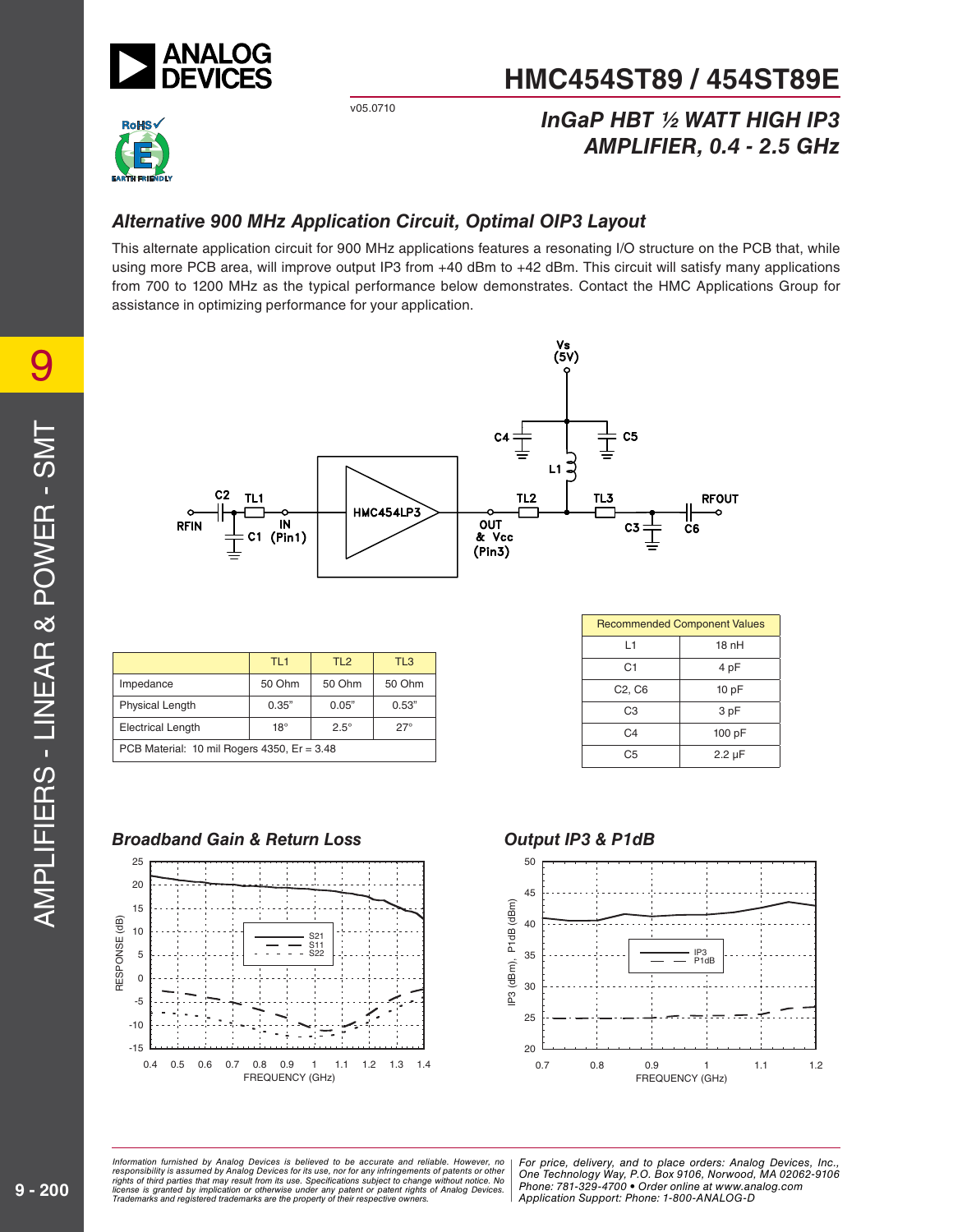## Alternative 900 MHz Application Circuit, Optimal OIP3 Layout

This alternate application circuit for 900 MHz applications features a resonating I/O structure on the PCB that, while using more PCB area, will improve output IP3 from +40 dBm to +42 dBm. This circuit will satisfy many applications from 700 to 1200 MHz as the typical performance below demonstrates. Contact the HMC Applications Group for assistance in optimizing performance for your application.

| | TL1 | TL2 | TL3 |
|---|---|---|---|
| Impedance | 50 Ohm | 50 Ohm | 50 Ohm |
| Physical Length | 0.35" | 0.05" | 0.53" |
| Electrical Length | 18° | 2.5° | 27° |
| PCB Material: 10 mil Rogers 4350, Er = 3.48 | | | |

| Recommended Component Values | |
|---|---|
| L1 | 18 nH |
| C1 | 4 pF |
| C2, C6 | 10 pF |
| C3 | 3 pF |
| C4 | 100 pF |
| C5 | 2.2 µF |

### Broadband Gain & Return Loss

### Output IP3 & P1dB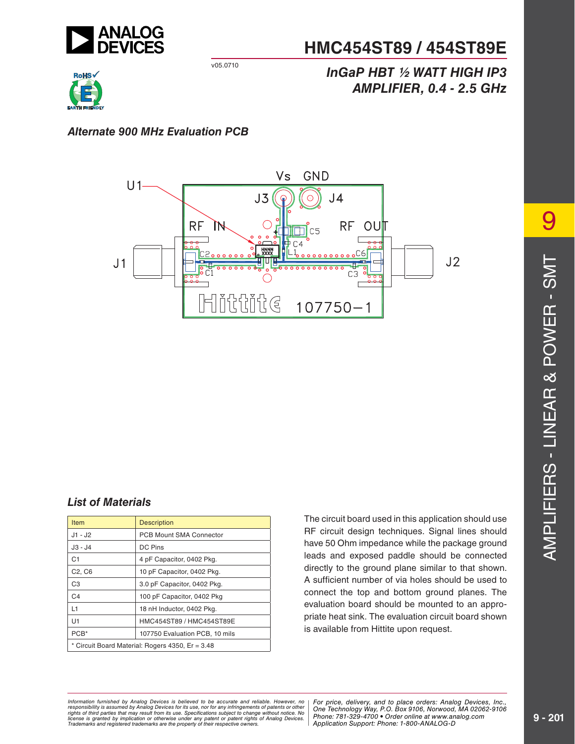## Alternate 900 MHz Evaluation PCB

U1

Vs GND

J3 J4

RF IN RF OUT

C5

C4

C2 L1 C6

J1 J2

C1 C3

Hittite 107750-1

## List of Materials

| Item | Description |
|---|---|
| J1 - J2 | PCB Mount SMA Connector |
| J3 - J4 | DC Pins |
| C1 | 4 pF Capacitor, 0402 Pkg. |
| C2, C6 | 10 pF Capacitor, 0402 Pkg. |
| C3 | 3.0 pF Capacitor, 0402 Pkg. |
| C4 | 100 pF Capacitor, 0402 Pkg |
| L1 | 18 nH Inductor, 0402 Pkg. |
| U1 | HMC454ST89 / HMC454ST89E |
| PCB* | 107750 Evaluation PCB, 10 mils |
| * Circuit Board Material: Rogers 4350, Er = 3.48 | |

The circuit board used in this application should use RF circuit design techniques. Signal lines should have 50 Ohm impedance while the package ground leads and exposed paddle should be connected directly to the ground plane similar to that shown. A sufficient number of via holes should be used to connect the top and bottom ground planes. The evaluation board should be mounted to an appropriate heat sink. The evaluation circuit board shown is available from Hittite upon request.